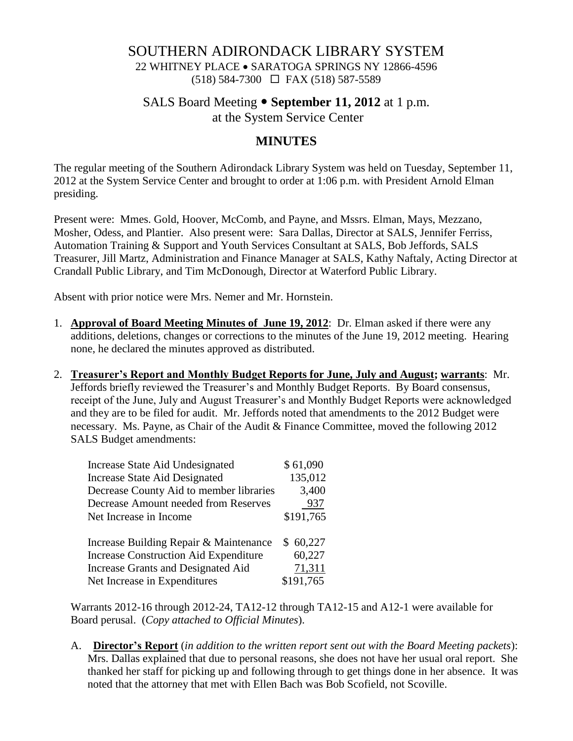# SOUTHERN ADIRONDACK LIBRARY SYSTEM

22 WHITNEY PLACE • SARATOGA SPRINGS NY 12866-4596
(518) 584-7300 ☐ FAX (518) 587-5589

## SALS Board Meeting • **September 11, 2012** at 1 p.m.
at the System Service Center

## MINUTES

The regular meeting of the Southern Adirondack Library System was held on Tuesday, September 11, 2012 at the System Service Center and brought to order at 1:06 p.m. with President Arnold Elman presiding.

Present were: Mmes. Gold, Hoover, McComb, and Payne, and Mssrs. Elman, Mays, Mezzano, Mosher, Odess, and Plantier. Also present were: Sara Dallas, Director at SALS, Jennifer Ferriss, Automation Training & Support and Youth Services Consultant at SALS, Bob Jeffords, SALS Treasurer, Jill Martz, Administration and Finance Manager at SALS, Kathy Naftaly, Acting Director at Crandall Public Library, and Tim McDonough, Director at Waterford Public Library.

Absent with prior notice were Mrs. Nemer and Mr. Hornstein.

1. **Approval of Board Meeting Minutes of June 19, 2012**: Dr. Elman asked if there were any additions, deletions, changes or corrections to the minutes of the June 19, 2012 meeting. Hearing none, he declared the minutes approved as distributed.

2. **Treasurer's Report and Monthly Budget Reports for June, July and August; warrants**: Mr. Jeffords briefly reviewed the Treasurer's and Monthly Budget Reports. By Board consensus, receipt of the June, July and August Treasurer's and Monthly Budget Reports were acknowledged and they are to be filed for audit. Mr. Jeffords noted that amendments to the 2012 Budget were necessary. Ms. Payne, as Chair of the Audit & Finance Committee, moved the following 2012 SALS Budget amendments:

| | |
|---|---|
| Increase State Aid Undesignated | $ 61,090 |
| Increase State Aid Designated | 135,012 |
| Decrease County Aid to member libraries | 3,400 |
| Decrease Amount needed from Reserves | 937 |
| Net Increase in Income | $191,765 |
| | |
| Increase Building Repair & Maintenance | $ 60,227 |
| Increase Construction Aid Expenditure | 60,227 |
| Increase Grants and Designated Aid | 71,311 |
| Net Increase in Expenditures | $191,765 |

Warrants 2012-16 through 2012-24, TA12-12 through TA12-15 and A12-1 were available for Board perusal. (*Copy attached to Official Minutes*).

A. **Director's Report** (*in addition to the written report sent out with the Board Meeting packets*): Mrs. Dallas explained that due to personal reasons, she does not have her usual oral report. She thanked her staff for picking up and following through to get things done in her absence. It was noted that the attorney that met with Ellen Bach was Bob Scofield, not Scoville.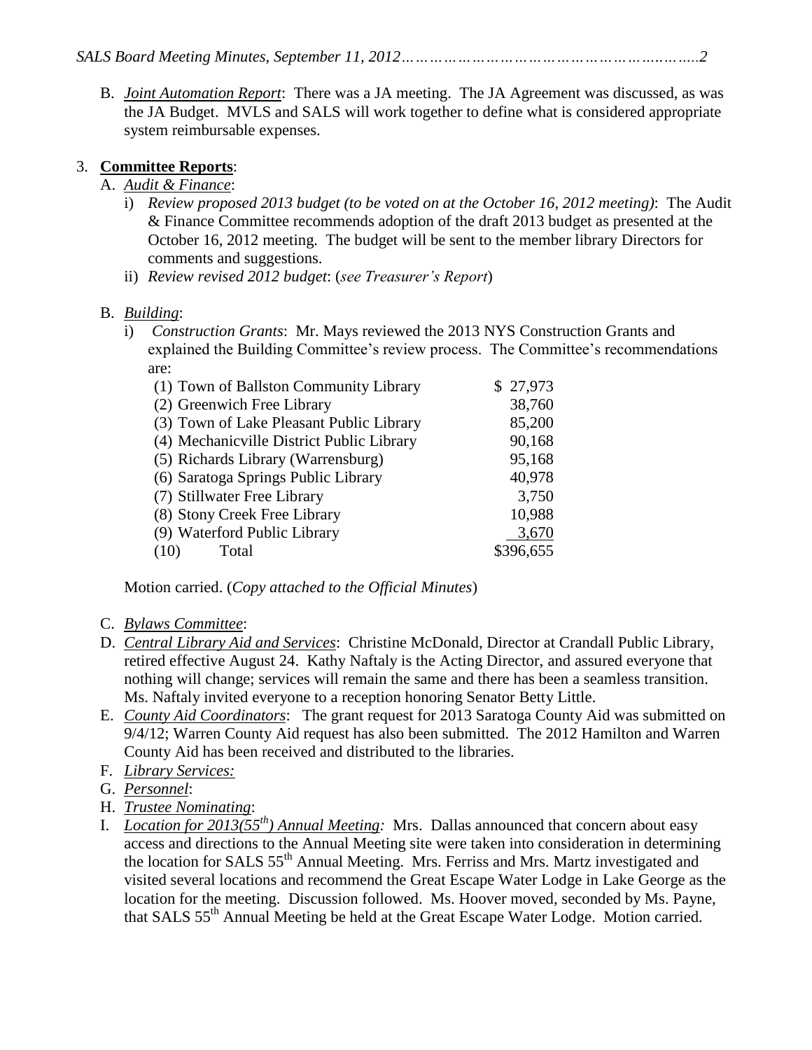B. *Joint Automation Report*: There was a JA meeting. The JA Agreement was discussed, as was the JA Budget. MVLS and SALS will work together to define what is considered appropriate system reimbursable expenses.

3. **Committee Reports**:

A. *Audit & Finance*:

i) *Review proposed 2013 budget (to be voted on at the October 16, 2012 meeting)*: The Audit & Finance Committee recommends adoption of the draft 2013 budget as presented at the October 16, 2012 meeting. The budget will be sent to the member library Directors for comments and suggestions.

ii) *Review revised 2012 budget*: (*see Treasurer's Report*)

B. *Building*:

i) *Construction Grants*: Mr. Mays reviewed the 2013 NYS Construction Grants and explained the Building Committee's review process. The Committee's recommendations are:

| | |
|---|---|
| (1) Town of Ballston Community Library | $ 27,973 |
| (2) Greenwich Free Library | 38,760 |
| (3) Town of Lake Pleasant Public Library | 85,200 |
| (4) Mechanicville District Public Library | 90,168 |
| (5) Richards Library (Warrensburg) | 95,168 |
| (6) Saratoga Springs Public Library | 40,978 |
| (7) Stillwater Free Library | 3,750 |
| (8) Stony Creek Free Library | 10,988 |
| (9) Waterford Public Library | 3,670 |
| (10) Total | $396,655 |

Motion carried. (*Copy attached to the Official Minutes*)

C. *Bylaws Committee*:

D. *Central Library Aid and Services*: Christine McDonald, Director at Crandall Public Library, retired effective August 24. Kathy Naftaly is the Acting Director, and assured everyone that nothing will change; services will remain the same and there has been a seamless transition. Ms. Naftaly invited everyone to a reception honoring Senator Betty Little.

E. *County Aid Coordinators*: The grant request for 2013 Saratoga County Aid was submitted on 9/4/12; Warren County Aid request has also been submitted. The 2012 Hamilton and Warren County Aid has been received and distributed to the libraries.

F. *Library Services:*

G. *Personnel*:

H. *Trustee Nominating*:

I. *Location for 2013(55th) Annual Meeting:* Mrs. Dallas announced that concern about easy access and directions to the Annual Meeting site were taken into consideration in determining the location for SALS 55th Annual Meeting. Mrs. Ferriss and Mrs. Martz investigated and visited several locations and recommend the Great Escape Water Lodge in Lake George as the location for the meeting. Discussion followed. Ms. Hoover moved, seconded by Ms. Payne, that SALS 55th Annual Meeting be held at the Great Escape Water Lodge. Motion carried.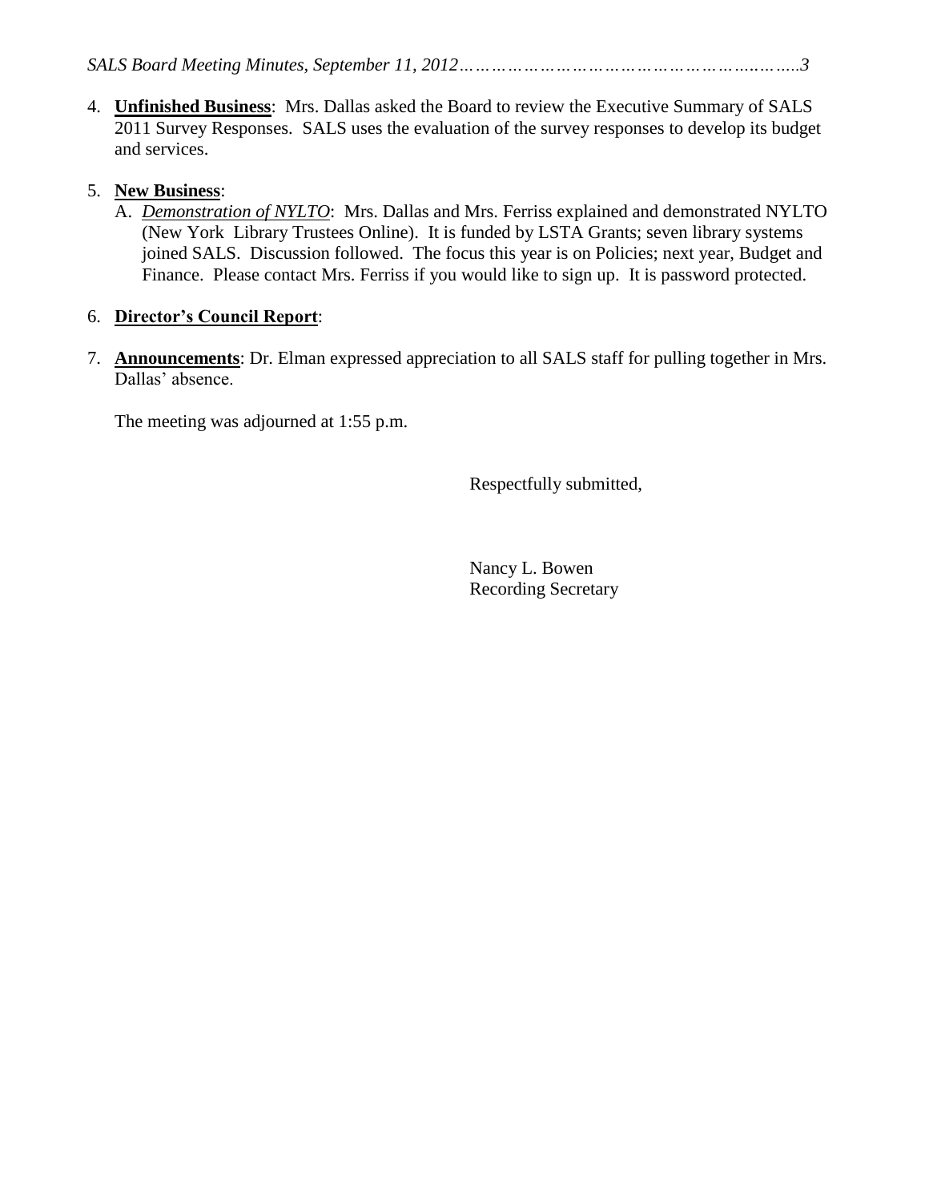4. **Unfinished Business**: Mrs. Dallas asked the Board to review the Executive Summary of SALS 2011 Survey Responses. SALS uses the evaluation of the survey responses to develop its budget and services.

5. **New Business**:
   A. *Demonstration of NYLTO*: Mrs. Dallas and Mrs. Ferriss explained and demonstrated NYLTO (New York Library Trustees Online). It is funded by LSTA Grants; seven library systems joined SALS. Discussion followed. The focus this year is on Policies; next year, Budget and Finance. Please contact Mrs. Ferriss if you would like to sign up. It is password protected.

6. **Director's Council Report**:

7. **Announcements**: Dr. Elman expressed appreciation to all SALS staff for pulling together in Mrs. Dallas' absence.

   The meeting was adjourned at 1:55 p.m.

Respectfully submitted,

Nancy L. Bowen
Recording Secretary